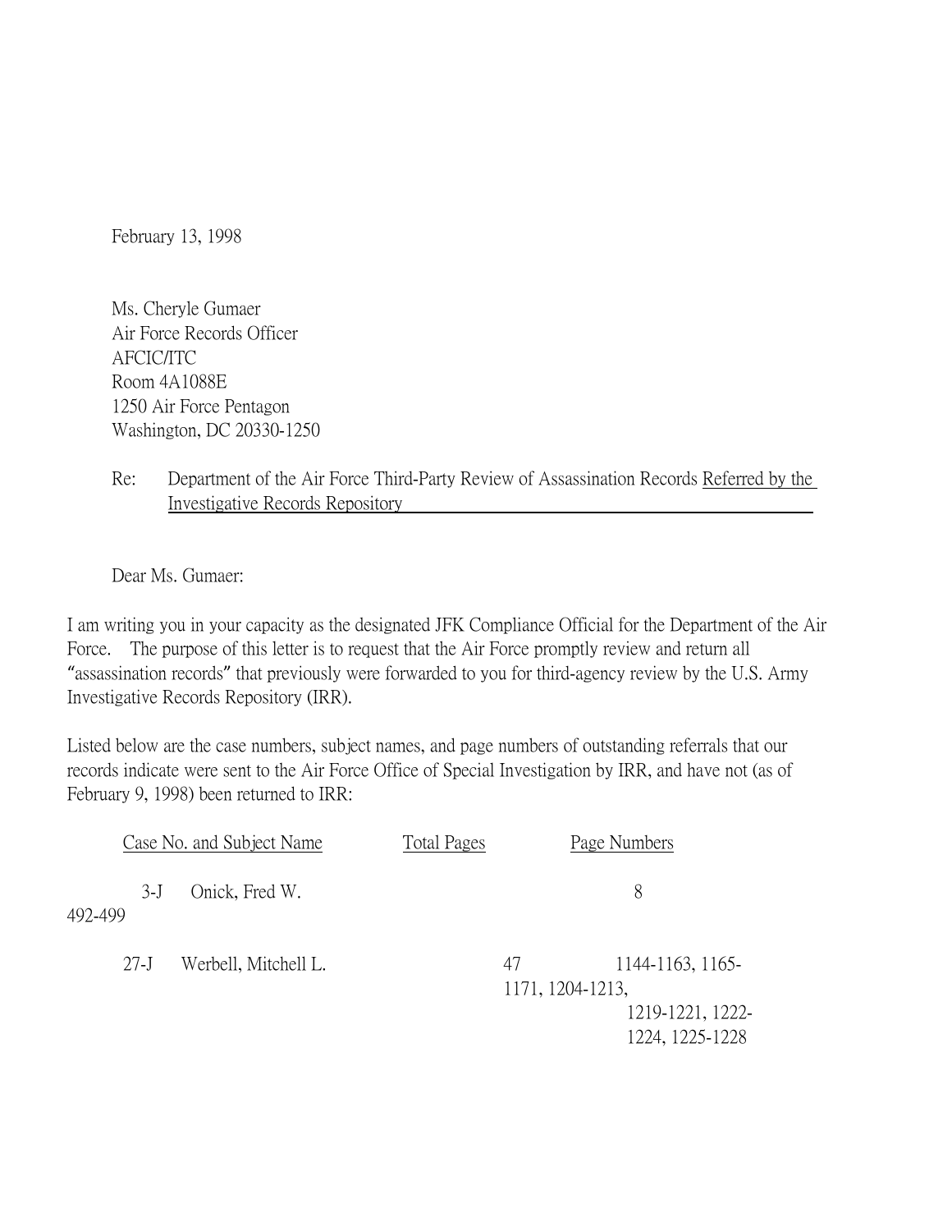February 13, 1998

Ms. Cheryle Gumaer
Air Force Records Officer
AFCIC/ITC
Room 4A1088E
1250 Air Force Pentagon
Washington, DC 20330-1250

Re: Department of the Air Force Third-Party Review of Assassination Records Referred by the Investigative Records Repository

Dear Ms. Gumaer:

I am writing you in your capacity as the designated JFK Compliance Official for the Department of the Air Force. The purpose of this letter is to request that the Air Force promptly review and return all "assassination records" that previously were forwarded to you for third-agency review by the U.S. Army Investigative Records Repository (IRR).

Listed below are the case numbers, subject names, and page numbers of outstanding referrals that our records indicate were sent to the Air Force Office of Special Investigation by IRR, and have not (as of February 9, 1998) been returned to IRR:

| Case No. and Subject Name | Total Pages | Page Numbers |
|---|---|---|
| 3-J Onick, Fred W. | 8 | 492-499 |
| 27-J Werbell, Mitchell L. | 47 | 1144-1163, 1165-1171, 1204-1213, 1219-1221, 1222-1224, 1225-1228 |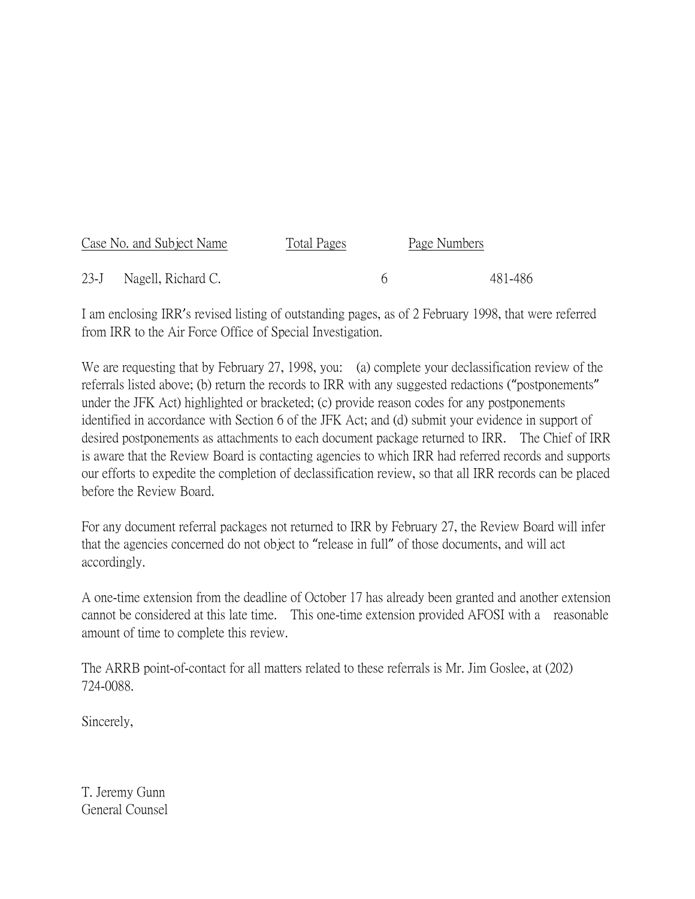| Case No. and Subject Name | Total Pages | Page Numbers |
|---|---|---|
| 23-J Nagell, Richard C. | 6 | 481-486 |

I am enclosing IRR's revised listing of outstanding pages, as of 2 February 1998, that were referred from IRR to the Air Force Office of Special Investigation.

We are requesting that by February 27, 1998, you: (a) complete your declassification review of the referrals listed above; (b) return the records to IRR with any suggested redactions ("postponements" under the JFK Act) highlighted or bracketed; (c) provide reason codes for any postponements identified in accordance with Section 6 of the JFK Act; and (d) submit your evidence in support of desired postponements as attachments to each document package returned to IRR. The Chief of IRR is aware that the Review Board is contacting agencies to which IRR had referred records and supports our efforts to expedite the completion of declassification review, so that all IRR records can be placed before the Review Board.

For any document referral packages not returned to IRR by February 27, the Review Board will infer that the agencies concerned do not object to "release in full" of those documents, and will act accordingly.

A one-time extension from the deadline of October 17 has already been granted and another extension cannot be considered at this late time. This one-time extension provided AFOSI with a reasonable amount of time to complete this review.

The ARRB point-of-contact for all matters related to these referrals is Mr. Jim Goslee, at (202) 724-0088.

Sincerely,

T. Jeremy Gunn
General Counsel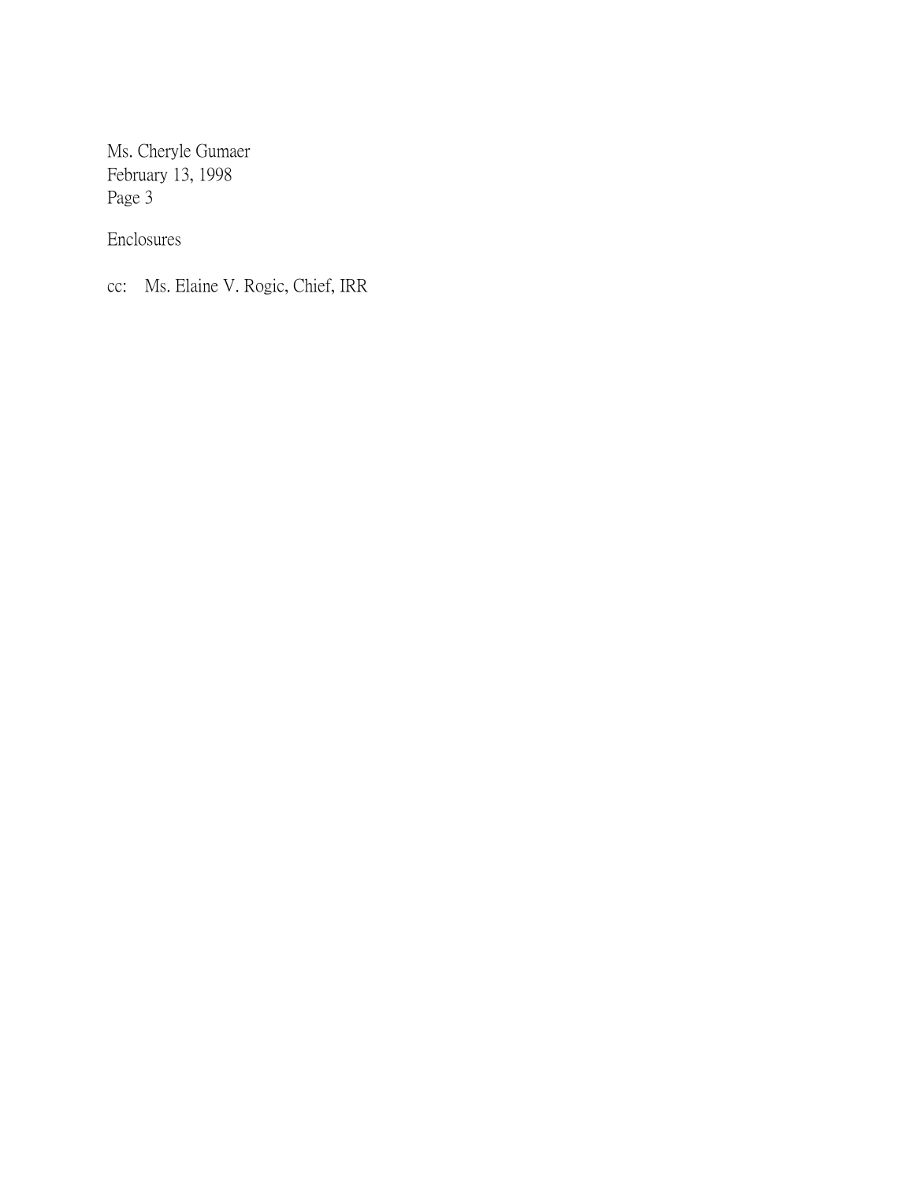Enclosures

cc: Ms. Elaine V. Rogic, Chief, IRR